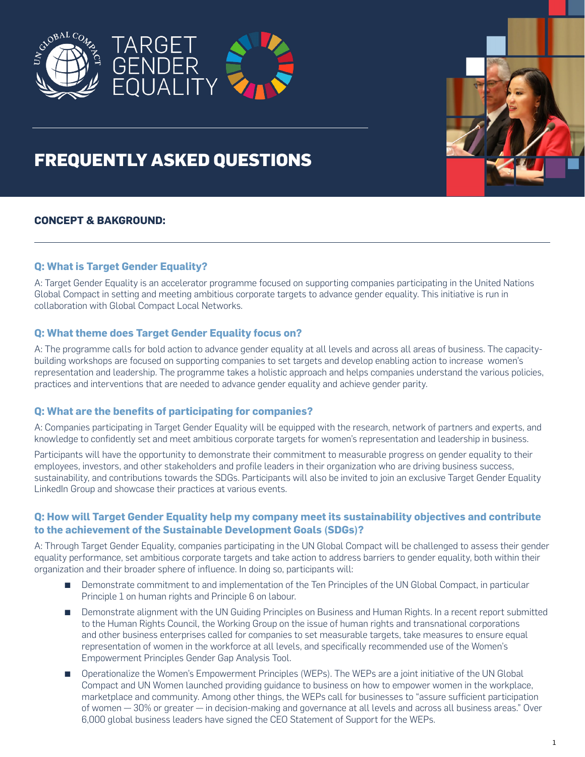TARGET GENDER EQUALITY

# FREQUENTLY ASKED QUESTIONS

## CONCEPT & BAKGROUND:

### Q: What is Target Gender Equality?

A: Target Gender Equality is an accelerator programme focused on supporting companies participating in the United Nations Global Compact in setting and meeting ambitious corporate targets to advance gender equality. This initiative is run in collaboration with Global Compact Local Networks.

### Q: What theme does Target Gender Equality focus on?

A: The programme calls for bold action to advance gender equality at all levels and across all areas of business. The capacity-building workshops are focused on supporting companies to set targets and develop enabling action to increase women's representation and leadership. The programme takes a holistic approach and helps companies understand the various policies, practices and interventions that are needed to advance gender equality and achieve gender parity.

### Q: What are the benefits of participating for companies?

A: Companies participating in Target Gender Equality will be equipped with the research, network of partners and experts, and knowledge to confidently set and meet ambitious corporate targets for women's representation and leadership in business.

Participants will have the opportunity to demonstrate their commitment to measurable progress on gender equality to their employees, investors, and other stakeholders and profile leaders in their organization who are driving business success, sustainability, and contributions towards the SDGs. Participants will also be invited to join an exclusive Target Gender Equality LinkedIn Group and showcase their practices at various events.

### Q: How will Target Gender Equality help my company meet its sustainability objectives and contribute to the achievement of the Sustainable Development Goals (SDGs)?

A: Through Target Gender Equality, companies participating in the UN Global Compact will be challenged to assess their gender equality performance, set ambitious corporate targets and take action to address barriers to gender equality, both within their organization and their broader sphere of influence. In doing so, participants will:

- Demonstrate commitment to and implementation of the Ten Principles of the UN Global Compact, in particular Principle 1 on human rights and Principle 6 on labour.
- Demonstrate alignment with the UN Guiding Principles on Business and Human Rights. In a recent report submitted to the Human Rights Council, the Working Group on the issue of human rights and transnational corporations and other business enterprises called for companies to set measurable targets, take measures to ensure equal representation of women in the workforce at all levels, and specifically recommended use of the Women's Empowerment Principles Gender Gap Analysis Tool.
- Operationalize the Women's Empowerment Principles (WEPs). The WEPs are a joint initiative of the UN Global Compact and UN Women launched providing guidance to business on how to empower women in the workplace, marketplace and community. Among other things, the WEPs call for businesses to "assure sufficient participation of women — 30% or greater — in decision-making and governance at all levels and across all business areas." Over 6,000 global business leaders have signed the CEO Statement of Support for the WEPs.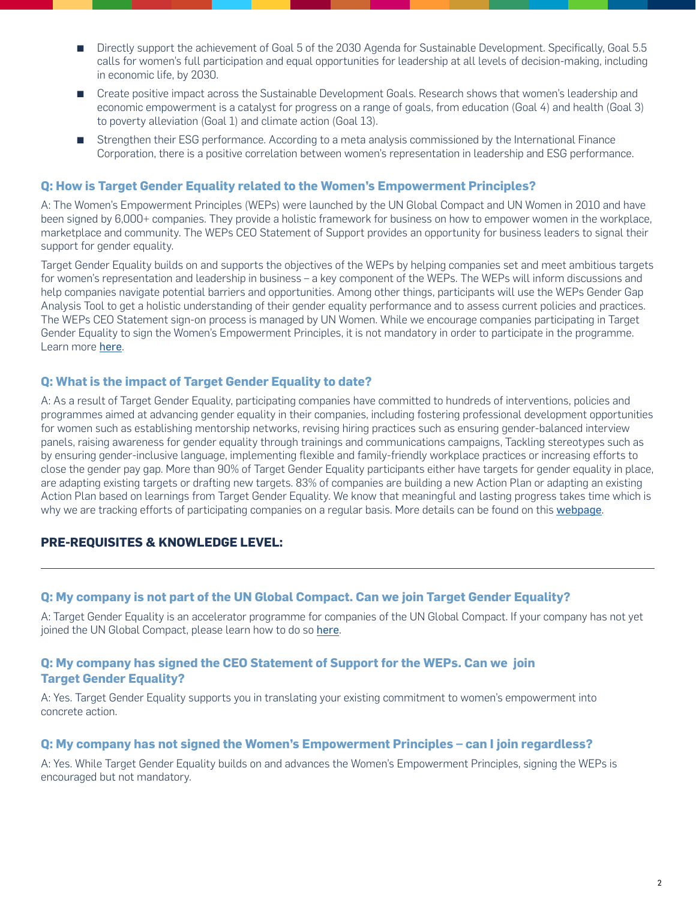- Directly support the achievement of Goal 5 of the 2030 Agenda for Sustainable Development. Specifically, Goal 5.5 calls for women's full participation and equal opportunities for leadership at all levels of decision-making, including in economic life, by 2030.
- Create positive impact across the Sustainable Development Goals. Research shows that women's leadership and economic empowerment is a catalyst for progress on a range of goals, from education (Goal 4) and health (Goal 3) to poverty alleviation (Goal 1) and climate action (Goal 13).
- Strengthen their ESG performance. According to a meta analysis commissioned by the International Finance Corporation, there is a positive correlation between women's representation in leadership and ESG performance.

### Q: How is Target Gender Equality related to the Women's Empowerment Principles?

A: The Women's Empowerment Principles (WEPs) were launched by the UN Global Compact and UN Women in 2010 and have been signed by 6,000+ companies. They provide a holistic framework for business on how to empower women in the workplace, marketplace and community. The WEPs CEO Statement of Support provides an opportunity for business leaders to signal their support for gender equality.

Target Gender Equality builds on and supports the objectives of the WEPs by helping companies set and meet ambitious targets for women's representation and leadership in business – a key component of the WEPs. The WEPs will inform discussions and help companies navigate potential barriers and opportunities. Among other things, participants will use the WEPs Gender Gap Analysis Tool to get a holistic understanding of their gender equality performance and to assess current policies and practices. The WEPs CEO Statement sign-on process is managed by UN Women. While we encourage companies participating in Target Gender Equality to sign the Women's Empowerment Principles, it is not mandatory in order to participate in the programme. Learn more here.

### Q: What is the impact of Target Gender Equality to date?

A: As a result of Target Gender Equality, participating companies have committed to hundreds of interventions, policies and programmes aimed at advancing gender equality in their companies, including fostering professional development opportunities for women such as establishing mentorship networks, revising hiring practices such as ensuring gender-balanced interview panels, raising awareness for gender equality through trainings and communications campaigns, Tackling stereotypes such as by ensuring gender-inclusive language, implementing flexible and family-friendly workplace practices or increasing efforts to close the gender pay gap. More than 90% of Target Gender Equality participants either have targets for gender equality in place, are adapting existing targets or drafting new targets. 83% of companies are building a new Action Plan or adapting an existing Action Plan based on learnings from Target Gender Equality. We know that meaningful and lasting progress takes time which is why we are tracking efforts of participating companies on a regular basis. More details can be found on this webpage.

## PRE-REQUISITES & KNOWLEDGE LEVEL:

### Q: My company is not part of the UN Global Compact. Can we join Target Gender Equality?

A: Target Gender Equality is an accelerator programme for companies of the UN Global Compact. If your company has not yet joined the UN Global Compact, please learn how to do so here.

### Q: My company has signed the CEO Statement of Support for the WEPs. Can we join Target Gender Equality?

A: Yes. Target Gender Equality supports you in translating your existing commitment to women's empowerment into concrete action.

### Q: My company has not signed the Women's Empowerment Principles – can I join regardless?

A: Yes. While Target Gender Equality builds on and advances the Women's Empowerment Principles, signing the WEPs is encouraged but not mandatory.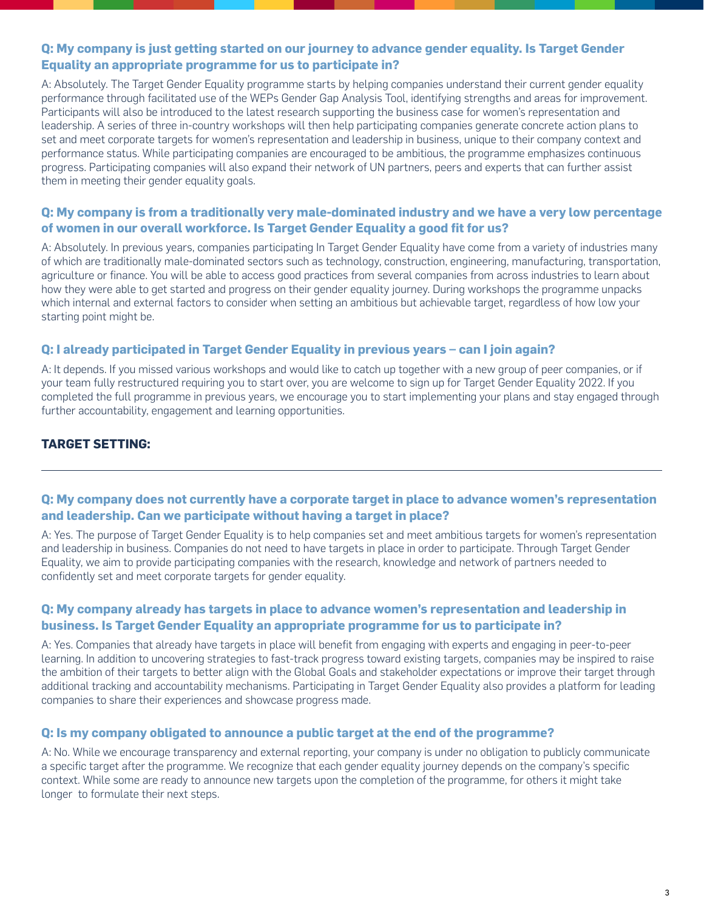### Q: My company is just getting started on our journey to advance gender equality. Is Target Gender Equality an appropriate programme for us to participate in?

A: Absolutely. The Target Gender Equality programme starts by helping companies understand their current gender equality performance through facilitated use of the WEPs Gender Gap Analysis Tool, identifying strengths and areas for improvement. Participants will also be introduced to the latest research supporting the business case for women's representation and leadership. A series of three in-country workshops will then help participating companies generate concrete action plans to set and meet corporate targets for women's representation and leadership in business, unique to their company context and performance status. While participating companies are encouraged to be ambitious, the programme emphasizes continuous progress. Participating companies will also expand their network of UN partners, peers and experts that can further assist them in meeting their gender equality goals.

### Q: My company is from a traditionally very male-dominated industry and we have a very low percentage of women in our overall workforce. Is Target Gender Equality a good fit for us?

A: Absolutely. In previous years, companies participating In Target Gender Equality have come from a variety of industries many of which are traditionally male-dominated sectors such as technology, construction, engineering, manufacturing, transportation, agriculture or finance. You will be able to access good practices from several companies from across industries to learn about how they were able to get started and progress on their gender equality journey. During workshops the programme unpacks which internal and external factors to consider when setting an ambitious but achievable target, regardless of how low your starting point might be.

### Q: I already participated in Target Gender Equality in previous years – can I join again?

A: It depends. If you missed various workshops and would like to catch up together with a new group of peer companies, or if your team fully restructured requiring you to start over, you are welcome to sign up for Target Gender Equality 2022. If you completed the full programme in previous years, we encourage you to start implementing your plans and stay engaged through further accountability, engagement and learning opportunities.

## TARGET SETTING:

---

### Q: My company does not currently have a corporate target in place to advance women's representation and leadership. Can we participate without having a target in place?

A: Yes. The purpose of Target Gender Equality is to help companies set and meet ambitious targets for women's representation and leadership in business. Companies do not need to have targets in place in order to participate. Through Target Gender Equality, we aim to provide participating companies with the research, knowledge and network of partners needed to confidently set and meet corporate targets for gender equality.

### Q: My company already has targets in place to advance women's representation and leadership in business. Is Target Gender Equality an appropriate programme for us to participate in?

A: Yes. Companies that already have targets in place will benefit from engaging with experts and engaging in peer-to-peer learning. In addition to uncovering strategies to fast-track progress toward existing targets, companies may be inspired to raise the ambition of their targets to better align with the Global Goals and stakeholder expectations or improve their target through additional tracking and accountability mechanisms. Participating in Target Gender Equality also provides a platform for leading companies to share their experiences and showcase progress made.

### Q: Is my company obligated to announce a public target at the end of the programme?

A: No. While we encourage transparency and external reporting, your company is under no obligation to publicly communicate a specific target after the programme. We recognize that each gender equality journey depends on the company's specific context. While some are ready to announce new targets upon the completion of the programme, for others it might take longer to formulate their next steps.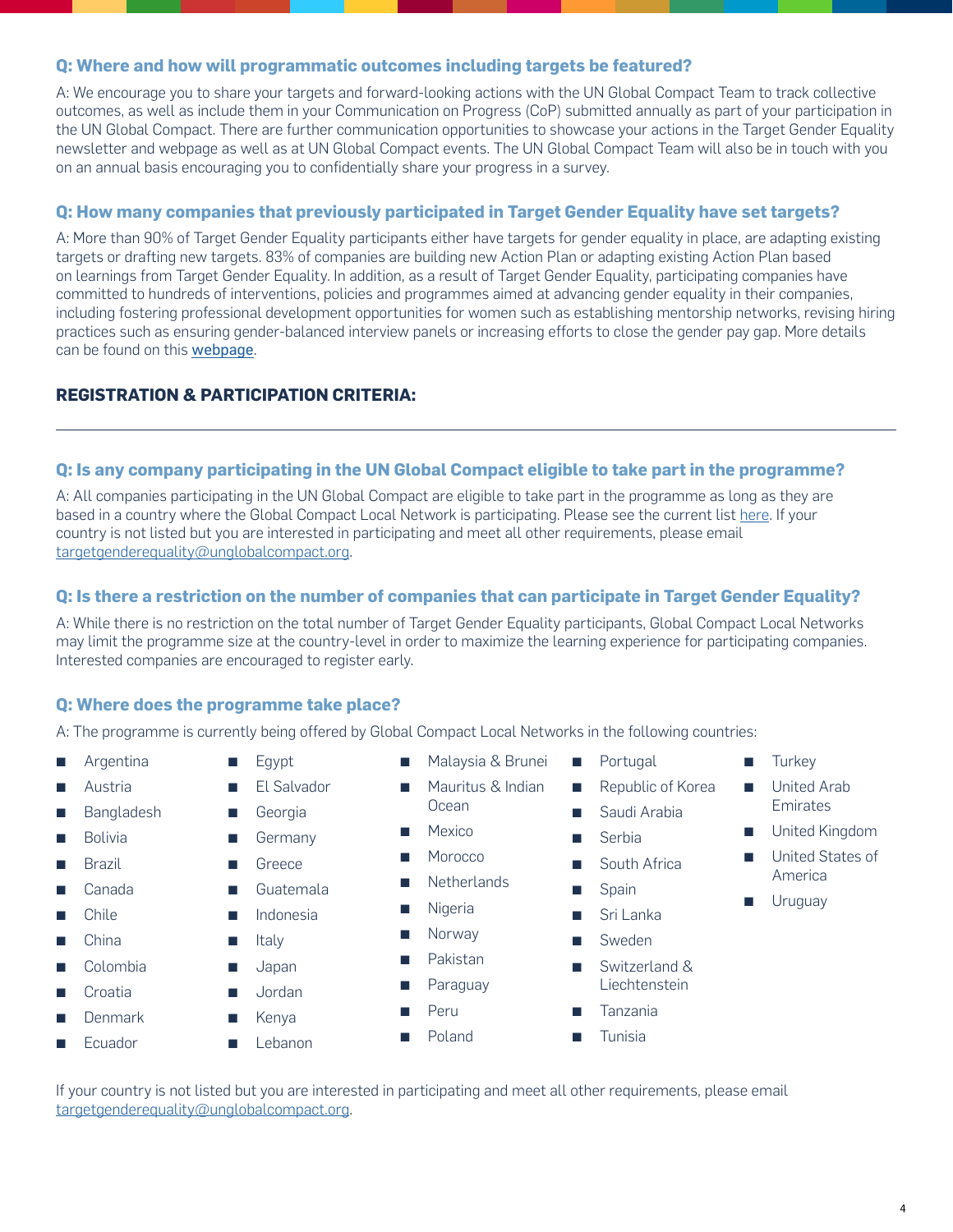### Q: Where and how will programmatic outcomes including targets be featured?

A: We encourage you to share your targets and forward-looking actions with the UN Global Compact Team to track collective outcomes, as well as include them in your Communication on Progress (CoP) submitted annually as part of your participation in the UN Global Compact. There are further communication opportunities to showcase your actions in the Target Gender Equality newsletter and webpage as well as at UN Global Compact events. The UN Global Compact Team will also be in touch with you on an annual basis encouraging you to confidentially share your progress in a survey.

### Q: How many companies that previously participated in Target Gender Equality have set targets?

A: More than 90% of Target Gender Equality participants either have targets for gender equality in place, are adapting existing targets or drafting new targets. 83% of companies are building new Action Plan or adapting existing Action Plan based on learnings from Target Gender Equality. In addition, as a result of Target Gender Equality, participating companies have committed to hundreds of interventions, policies and programmes aimed at advancing gender equality in their companies, including fostering professional development opportunities for women such as establishing mentorship networks, revising hiring practices such as ensuring gender-balanced interview panels or increasing efforts to close the gender pay gap. More details can be found on this webpage.

## REGISTRATION & PARTICIPATION CRITERIA:

### Q: Is any company participating in the UN Global Compact eligible to take part in the programme?

A: All companies participating in the UN Global Compact are eligible to take part in the programme as long as they are based in a country where the Global Compact Local Network is participating. Please see the current list here. If your country is not listed but you are interested in participating and meet all other requirements, please email targetgenderequality@unglobalcompact.org.

### Q: Is there a restriction on the number of companies that can participate in Target Gender Equality?

A: While there is no restriction on the total number of Target Gender Equality participants, Global Compact Local Networks may limit the programme size at the country-level in order to maximize the learning experience for participating companies. Interested companies are encouraged to register early.

### Q: Where does the programme take place?

A: The programme is currently being offered by Global Compact Local Networks in the following countries:

- Argentina
- Austria
- Bangladesh
- Bolivia
- Brazil
- Canada
- Chile
- China
- Colombia
- Croatia
- Denmark
- Ecuador
- Egypt
- El Salvador
- Georgia
- Germany
- Greece
- Guatemala
- Indonesia
- Italy
- Japan
- Jordan
- Kenya
- Lebanon
- Malaysia & Brunei
- Mauritus & Indian Ocean
- Mexico
- Morocco
- Netherlands
- Nigeria
- Norway
- Pakistan
- Paraguay
- Peru
- Poland
- Portugal
- Republic of Korea
- Saudi Arabia
- Serbia
- South Africa
- Spain
- Sri Lanka
- Sweden
- Switzerland & Liechtenstein
- Tanzania
- Tunisia
- Turkey
- United Arab Emirates
- United Kingdom
- United States of America
- Uruguay

If your country is not listed but you are interested in participating and meet all other requirements, please email targetgenderequality@unglobalcompact.org.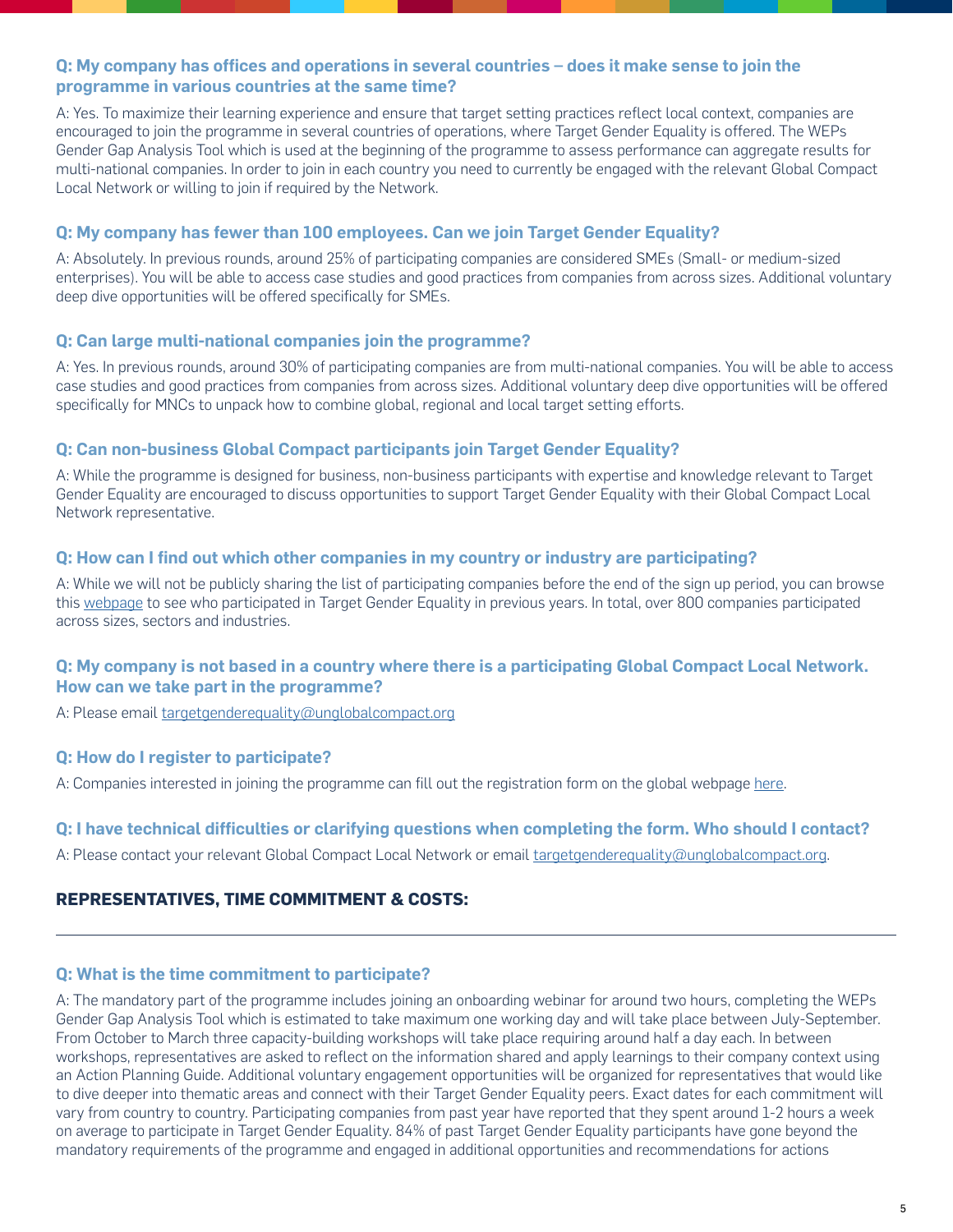### Q: My company has offices and operations in several countries – does it make sense to join the programme in various countries at the same time?

A: Yes. To maximize their learning experience and ensure that target setting practices reflect local context, companies are encouraged to join the programme in several countries of operations, where Target Gender Equality is offered. The WEPs Gender Gap Analysis Tool which is used at the beginning of the programme to assess performance can aggregate results for multi-national companies. In order to join in each country you need to currently be engaged with the relevant Global Compact Local Network or willing to join if required by the Network.

### Q: My company has fewer than 100 employees. Can we join Target Gender Equality?

A: Absolutely. In previous rounds, around 25% of participating companies are considered SMEs (Small- or medium-sized enterprises). You will be able to access case studies and good practices from companies from across sizes. Additional voluntary deep dive opportunities will be offered specifically for SMEs.

### Q: Can large multi-national companies join the programme?

A: Yes. In previous rounds, around 30% of participating companies are from multi-national companies. You will be able to access case studies and good practices from companies from across sizes. Additional voluntary deep dive opportunities will be offered specifically for MNCs to unpack how to combine global, regional and local target setting efforts.

### Q: Can non-business Global Compact participants join Target Gender Equality?

A: While the programme is designed for business, non-business participants with expertise and knowledge relevant to Target Gender Equality are encouraged to discuss opportunities to support Target Gender Equality with their Global Compact Local Network representative.

### Q: How can I find out which other companies in my country or industry are participating?

A: While we will not be publicly sharing the list of participating companies before the end of the sign up period, you can browse this webpage to see who participated in Target Gender Equality in previous years. In total, over 800 companies participated across sizes, sectors and industries.

### Q: My company is not based in a country where there is a participating Global Compact Local Network. How can we take part in the programme?

A: Please email targetgenderequality@unglobalcompact.org

### Q: How do I register to participate?

A: Companies interested in joining the programme can fill out the registration form on the global webpage here.

### Q: I have technical difficulties or clarifying questions when completing the form. Who should I contact?

A: Please contact your relevant Global Compact Local Network or email targetgenderequality@unglobalcompact.org.

## REPRESENTATIVES, TIME COMMITMENT & COSTS:

### Q: What is the time commitment to participate?

A: The mandatory part of the programme includes joining an onboarding webinar for around two hours, completing the WEPs Gender Gap Analysis Tool which is estimated to take maximum one working day and will take place between July-September. From October to March three capacity-building workshops will take place requiring around half a day each. In between workshops, representatives are asked to reflect on the information shared and apply learnings to their company context using an Action Planning Guide. Additional voluntary engagement opportunities will be organized for representatives that would like to dive deeper into thematic areas and connect with their Target Gender Equality peers. Exact dates for each commitment will vary from country to country. Participating companies from past year have reported that they spent around 1-2 hours a week on average to participate in Target Gender Equality. 84% of past Target Gender Equality participants have gone beyond the mandatory requirements of the programme and engaged in additional opportunities and recommendations for actions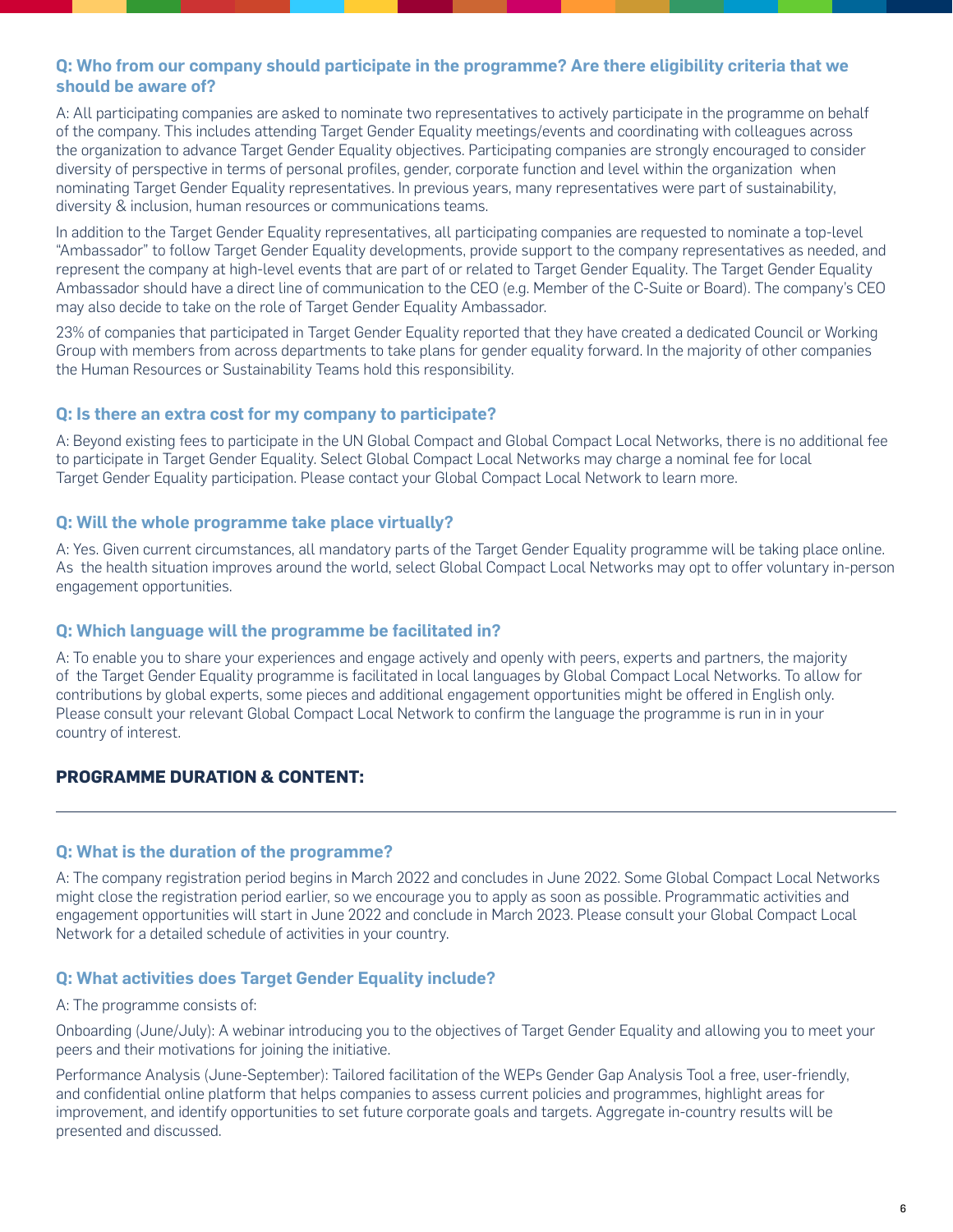**Q: Who from our company should participate in the programme? Are there eligibility criteria that we should be aware of?**

A: All participating companies are asked to nominate two representatives to actively participate in the programme on behalf of the company. This includes attending Target Gender Equality meetings/events and coordinating with colleagues across the organization to advance Target Gender Equality objectives. Participating companies are strongly encouraged to consider diversity of perspective in terms of personal profiles, gender, corporate function and level within the organization when nominating Target Gender Equality representatives. In previous years, many representatives were part of sustainability, diversity & inclusion, human resources or communications teams.

In addition to the Target Gender Equality representatives, all participating companies are requested to nominate a top-level "Ambassador" to follow Target Gender Equality developments, provide support to the company representatives as needed, and represent the company at high-level events that are part of or related to Target Gender Equality. The Target Gender Equality Ambassador should have a direct line of communication to the CEO (e.g. Member of the C-Suite or Board). The company's CEO may also decide to take on the role of Target Gender Equality Ambassador.

23% of companies that participated in Target Gender Equality reported that they have created a dedicated Council or Working Group with members from across departments to take plans for gender equality forward. In the majority of other companies the Human Resources or Sustainability Teams hold this responsibility.

**Q: Is there an extra cost for my company to participate?**

A: Beyond existing fees to participate in the UN Global Compact and Global Compact Local Networks, there is no additional fee to participate in Target Gender Equality. Select Global Compact Local Networks may charge a nominal fee for local Target Gender Equality participation. Please contact your Global Compact Local Network to learn more.

**Q: Will the whole programme take place virtually?**

A: Yes. Given current circumstances, all mandatory parts of the Target Gender Equality programme will be taking place online. As the health situation improves around the world, select Global Compact Local Networks may opt to offer voluntary in-person engagement opportunities.

**Q: Which language will the programme be facilitated in?**

A: To enable you to share your experiences and engage actively and openly with peers, experts and partners, the majority of the Target Gender Equality programme is facilitated in local languages by Global Compact Local Networks. To allow for contributions by global experts, some pieces and additional engagement opportunities might be offered in English only. Please consult your relevant Global Compact Local Network to confirm the language the programme is run in in your country of interest.

## PROGRAMME DURATION & CONTENT:

**Q: What is the duration of the programme?**

A: The company registration period begins in March 2022 and concludes in June 2022. Some Global Compact Local Networks might close the registration period earlier, so we encourage you to apply as soon as possible. Programmatic activities and engagement opportunities will start in June 2022 and conclude in March 2023. Please consult your Global Compact Local Network for a detailed schedule of activities in your country.

**Q: What activities does Target Gender Equality include?**

A: The programme consists of:

Onboarding (June/July): A webinar introducing you to the objectives of Target Gender Equality and allowing you to meet your peers and their motivations for joining the initiative.

Performance Analysis (June-September): Tailored facilitation of the WEPs Gender Gap Analysis Tool a free, user-friendly, and confidential online platform that helps companies to assess current policies and programmes, highlight areas for improvement, and identify opportunities to set future corporate goals and targets. Aggregate in-country results will be presented and discussed.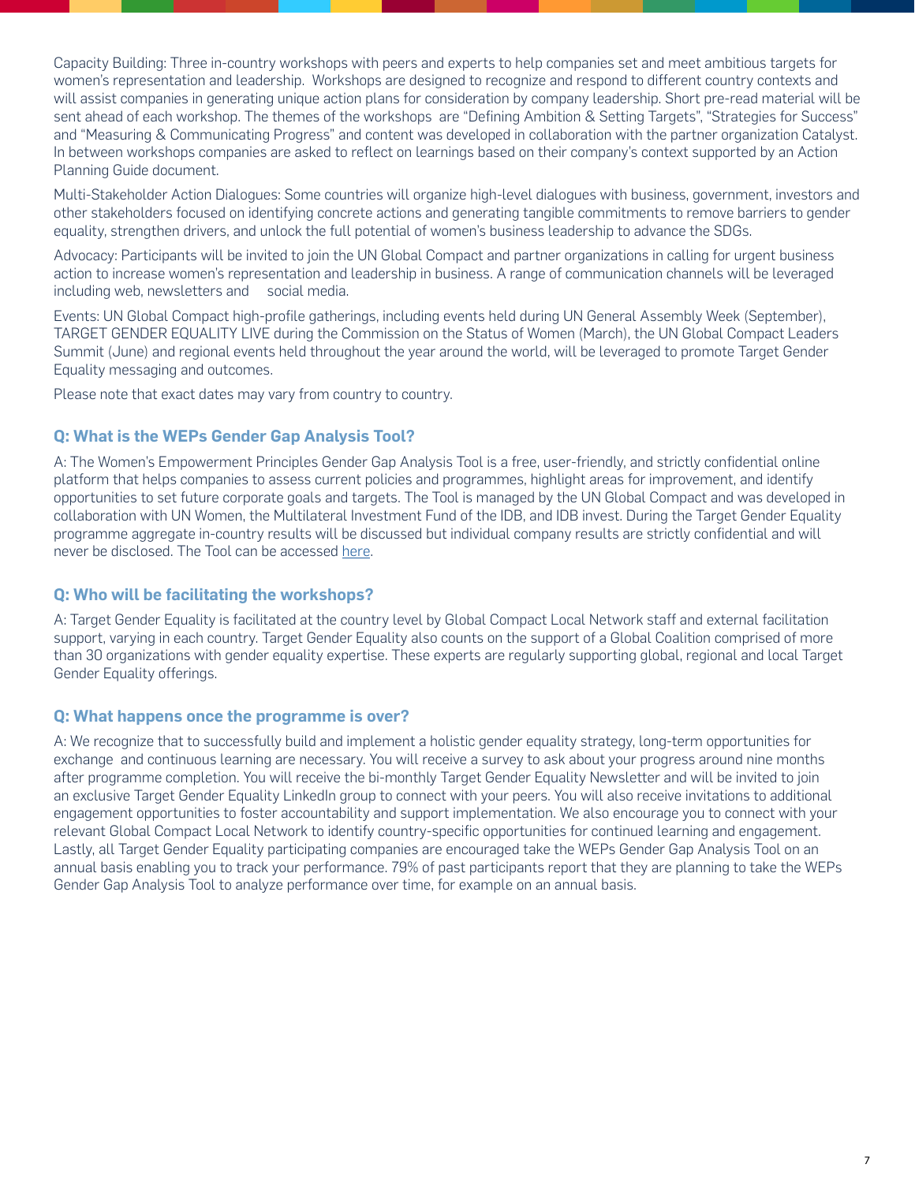Capacity Building: Three in-country workshops with peers and experts to help companies set and meet ambitious targets for women's representation and leadership. Workshops are designed to recognize and respond to different country contexts and will assist companies in generating unique action plans for consideration by company leadership. Short pre-read material will be sent ahead of each workshop. The themes of the workshops are "Defining Ambition & Setting Targets", "Strategies for Success" and "Measuring & Communicating Progress" and content was developed in collaboration with the partner organization Catalyst. In between workshops companies are asked to reflect on learnings based on their company's context supported by an Action Planning Guide document.

Multi-Stakeholder Action Dialogues: Some countries will organize high-level dialogues with business, government, investors and other stakeholders focused on identifying concrete actions and generating tangible commitments to remove barriers to gender equality, strengthen drivers, and unlock the full potential of women's business leadership to advance the SDGs.

Advocacy: Participants will be invited to join the UN Global Compact and partner organizations in calling for urgent business action to increase women's representation and leadership in business. A range of communication channels will be leveraged including web, newsletters and social media.

Events: UN Global Compact high-profile gatherings, including events held during UN General Assembly Week (September), TARGET GENDER EQUALITY LIVE during the Commission on the Status of Women (March), the UN Global Compact Leaders Summit (June) and regional events held throughout the year around the world, will be leveraged to promote Target Gender Equality messaging and outcomes.

Please note that exact dates may vary from country to country.

### Q: What is the WEPs Gender Gap Analysis Tool?

A: The Women's Empowerment Principles Gender Gap Analysis Tool is a free, user-friendly, and strictly confidential online platform that helps companies to assess current policies and programmes, highlight areas for improvement, and identify opportunities to set future corporate goals and targets. The Tool is managed by the UN Global Compact and was developed in collaboration with UN Women, the Multilateral Investment Fund of the IDB, and IDB invest. During the Target Gender Equality programme aggregate in-country results will be discussed but individual company results are strictly confidential and will never be disclosed. The Tool can be accessed here.

### Q: Who will be facilitating the workshops?

A: Target Gender Equality is facilitated at the country level by Global Compact Local Network staff and external facilitation support, varying in each country. Target Gender Equality also counts on the support of a Global Coalition comprised of more than 30 organizations with gender equality expertise. These experts are regularly supporting global, regional and local Target Gender Equality offerings.

### Q: What happens once the programme is over?

A: We recognize that to successfully build and implement a holistic gender equality strategy, long-term opportunities for exchange and continuous learning are necessary. You will receive a survey to ask about your progress around nine months after programme completion. You will receive the bi-monthly Target Gender Equality Newsletter and will be invited to join an exclusive Target Gender Equality LinkedIn group to connect with your peers. You will also receive invitations to additional engagement opportunities to foster accountability and support implementation. We also encourage you to connect with your relevant Global Compact Local Network to identify country-specific opportunities for continued learning and engagement. Lastly, all Target Gender Equality participating companies are encouraged take the WEPs Gender Gap Analysis Tool on an annual basis enabling you to track your performance. 79% of past participants report that they are planning to take the WEPs Gender Gap Analysis Tool to analyze performance over time, for example on an annual basis.